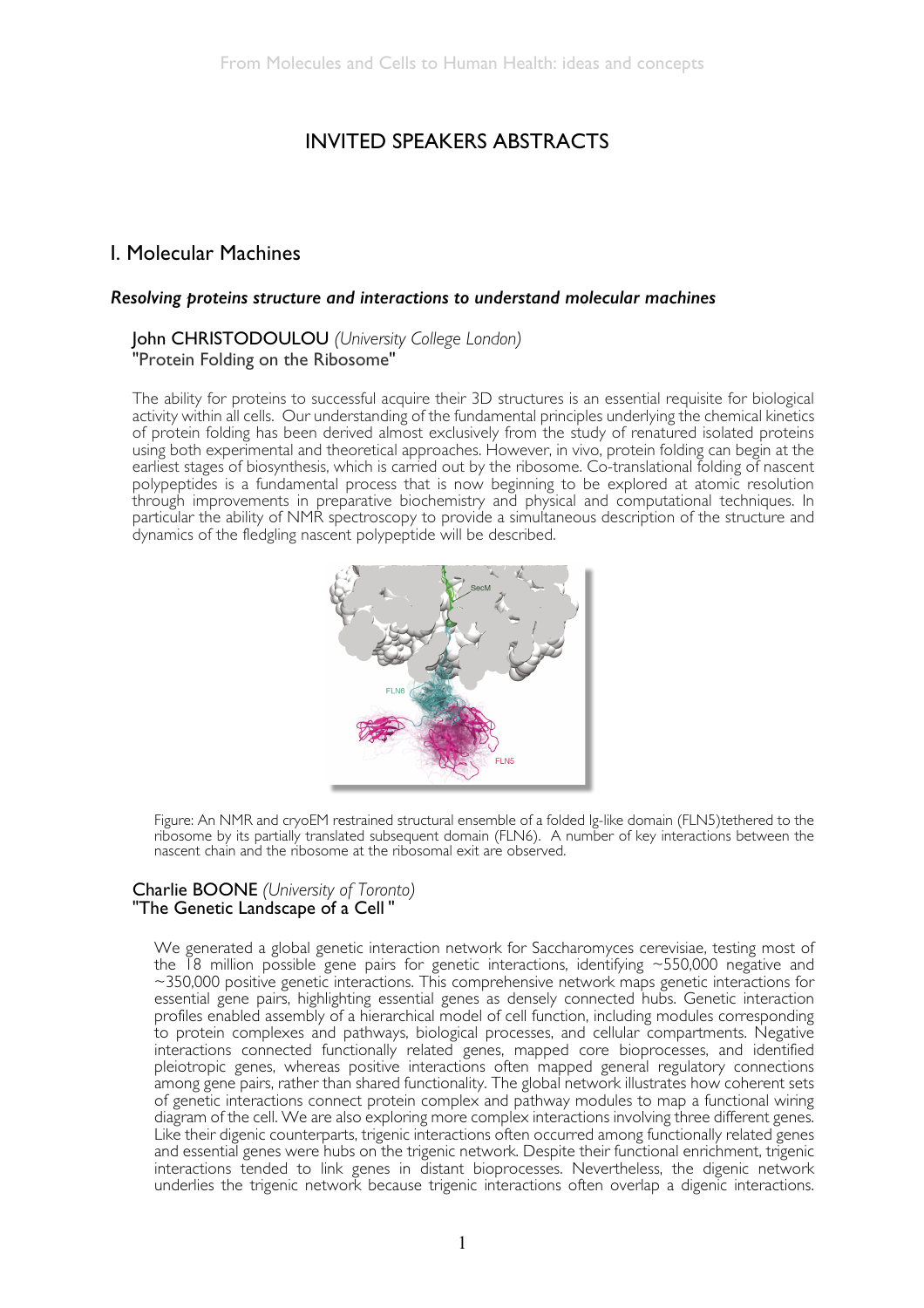# INVITED SPEAKERS ABSTRACTS

## I. Molecular Machines

### *Resolving proteins structure and interactions to understand molecular machines*

**John CHRISTODOULOU** *(University College London)*
"Protein Folding on the Ribosome"

The ability for proteins to successful acquire their 3D structures is an essential requisite for biological activity within all cells. Our understanding of the fundamental principles underlying the chemical kinetics of protein folding has been derived almost exclusively from the study of renatured isolated proteins using both experimental and theoretical approaches. However, in vivo, protein folding can begin at the earliest stages of biosynthesis, which is carried out by the ribosome. Co-translational folding of nascent polypeptides is a fundamental process that is now beginning to be explored at atomic resolution through improvements in preparative biochemistry and physical and computational techniques. In particular the ability of NMR spectroscopy to provide a simultaneous description of the structure and dynamics of the fledgling nascent polypeptide will be described.

Figure: An NMR and cryoEM restrained structural ensemble of a folded Ig-like domain (FLN5)tethered to the ribosome by its partially translated subsequent domain (FLN6). A number of key interactions between the nascent chain and the ribosome at the ribosomal exit are observed.

**Charlie BOONE** *(University of Toronto)*
"The Genetic Landscape of a Cell "

We generated a global genetic interaction network for Saccharomyces cerevisiae, testing most of the 18 million possible gene pairs for genetic interactions, identifying ~550,000 negative and ~350,000 positive genetic interactions. This comprehensive network maps genetic interactions for essential gene pairs, highlighting essential genes as densely connected hubs. Genetic interaction profiles enabled assembly of a hierarchical model of cell function, including modules corresponding to protein complexes and pathways, biological processes, and cellular compartments. Negative interactions connected functionally related genes, mapped core bioprocesses, and identified pleiotropic genes, whereas positive interactions often mapped general regulatory connections among gene pairs, rather than shared functionality. The global network illustrates how coherent sets of genetic interactions connect protein complex and pathway modules to map a functional wiring diagram of the cell. We are also exploring more complex interactions involving three different genes. Like their digenic counterparts, trigenic interactions often occurred among functionally related genes and essential genes were hubs on the trigenic network. Despite their functional enrichment, trigenic interactions tended to link genes in distant bioprocesses. Nevertheless, the digenic network underlies the trigenic network because trigenic interactions often overlap a digenic interactions.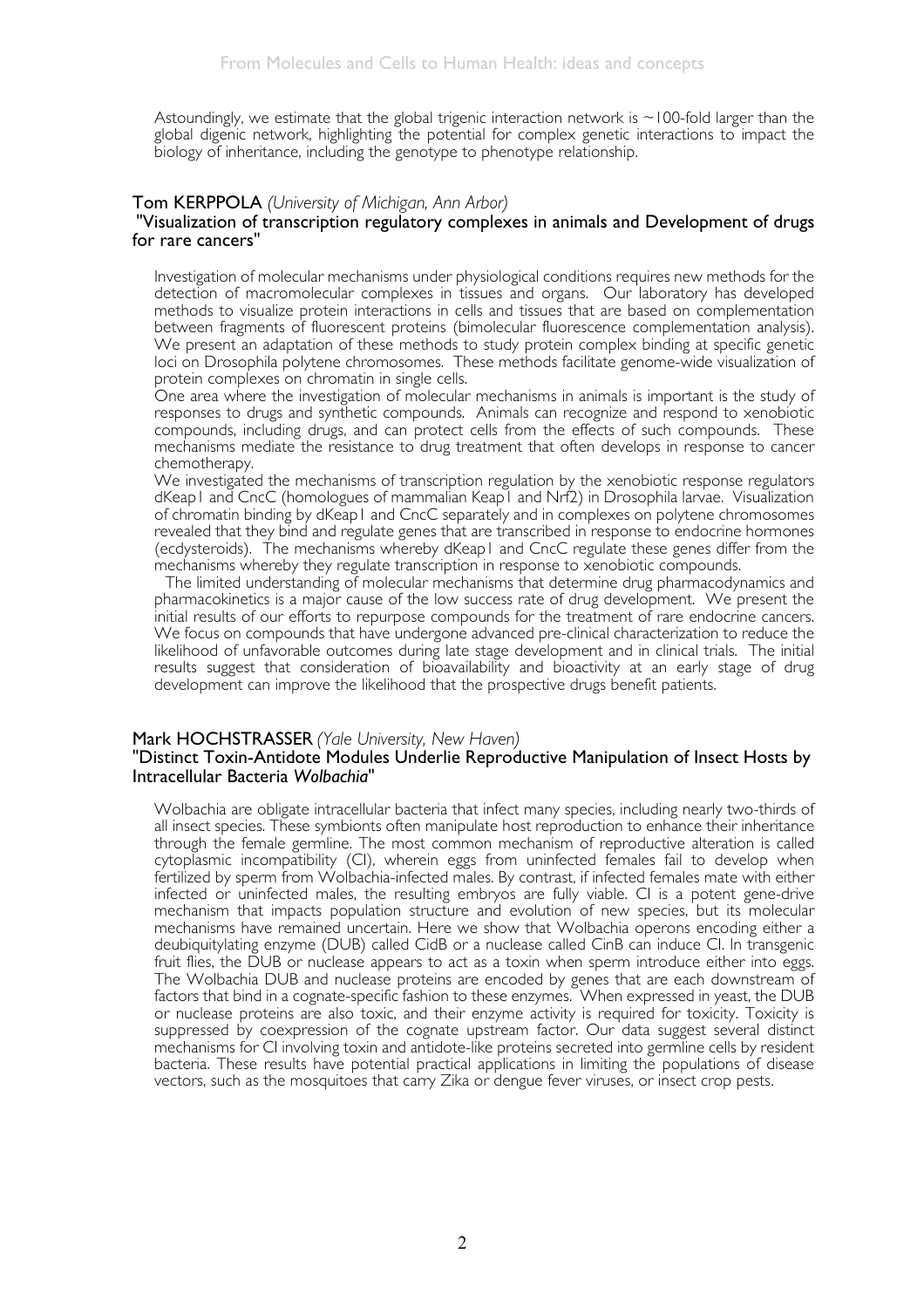Astoundingly, we estimate that the global trigenic interaction network is ~100-fold larger than the global digenic network, highlighting the potential for complex genetic interactions to impact the biology of inheritance, including the genotype to phenotype relationship.

### Tom KERPPOLA *(University of Michigan, Ann Arbor)*

### "Visualization of transcription regulatory complexes in animals and Development of drugs for rare cancers"

Investigation of molecular mechanisms under physiological conditions requires new methods for the detection of macromolecular complexes in tissues and organs. Our laboratory has developed methods to visualize protein interactions in cells and tissues that are based on complementation between fragments of fluorescent proteins (bimolecular fluorescence complementation analysis). We present an adaptation of these methods to study protein complex binding at specific genetic loci on Drosophila polytene chromosomes. These methods facilitate genome-wide visualization of protein complexes on chromatin in single cells.

One area where the investigation of molecular mechanisms in animals is important is the study of responses to drugs and synthetic compounds. Animals can recognize and respond to xenobiotic compounds, including drugs, and can protect cells from the effects of such compounds. These mechanisms mediate the resistance to drug treatment that often develops in response to cancer chemotherapy.

We investigated the mechanisms of transcription regulation by the xenobiotic response regulators dKeap1 and CncC (homologues of mammalian Keap1 and Nrf2) in Drosophila larvae. Visualization of chromatin binding by dKeap1 and CncC separately and in complexes on polytene chromosomes revealed that they bind and regulate genes that are transcribed in response to endocrine hormones (ecdysteroids). The mechanisms whereby dKeap1 and CncC regulate these genes differ from the mechanisms whereby they regulate transcription in response to xenobiotic compounds.

The limited understanding of molecular mechanisms that determine drug pharmacodynamics and pharmacokinetics is a major cause of the low success rate of drug development. We present the initial results of our efforts to repurpose compounds for the treatment of rare endocrine cancers. We focus on compounds that have undergone advanced pre-clinical characterization to reduce the likelihood of unfavorable outcomes during late stage development and in clinical trials. The initial results suggest that consideration of bioavailability and bioactivity at an early stage of drug development can improve the likelihood that the prospective drugs benefit patients.

### Mark HOCHSTRASSER *(Yale University, New Haven)*

### "Distinct Toxin-Antidote Modules Underlie Reproductive Manipulation of Insect Hosts by Intracellular Bacteria *Wolbachia*"

Wolbachia are obligate intracellular bacteria that infect many species, including nearly two-thirds of all insect species. These symbionts often manipulate host reproduction to enhance their inheritance through the female germline. The most common mechanism of reproductive alteration is called cytoplasmic incompatibility (CI), wherein eggs from uninfected females fail to develop when fertilized by sperm from Wolbachia-infected males. By contrast, if infected females mate with either infected or uninfected males, the resulting embryos are fully viable. CI is a potent gene-drive mechanism that impacts population structure and evolution of new species, but its molecular mechanisms have remained uncertain. Here we show that Wolbachia operons encoding either a deubiquitylating enzyme (DUB) called CidB or a nuclease called CinB can induce CI. In transgenic fruit flies, the DUB or nuclease appears to act as a toxin when sperm introduce either into eggs. The Wolbachia DUB and nuclease proteins are encoded by genes that are each downstream of factors that bind in a cognate-specific fashion to these enzymes. When expressed in yeast, the DUB or nuclease proteins are also toxic, and their enzyme activity is required for toxicity. Toxicity is suppressed by coexpression of the cognate upstream factor. Our data suggest several distinct mechanisms for CI involving toxin and antidote-like proteins secreted into germline cells by resident bacteria. These results have potential practical applications in limiting the populations of disease vectors, such as the mosquitoes that carry Zika or dengue fever viruses, or insect crop pests.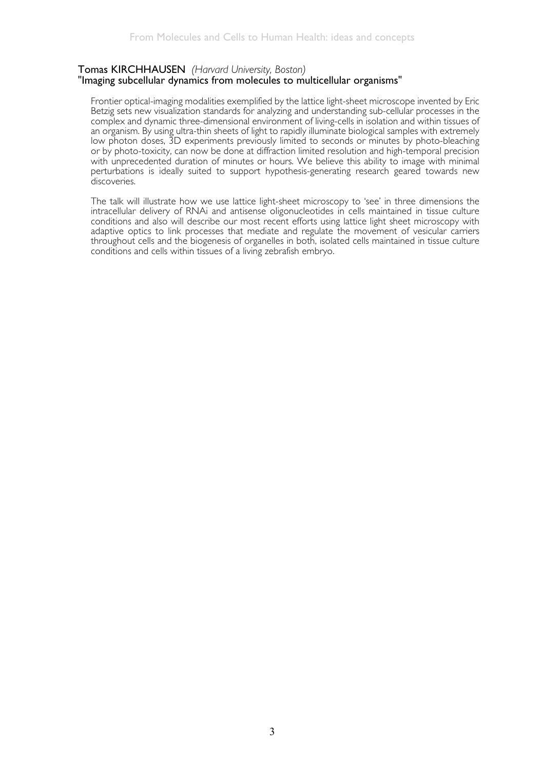### Tomas KIRCHHAUSEN *(Harvard University, Boston)*

### "Imaging subcellular dynamics from molecules to multicellular organisms"

Frontier optical-imaging modalities exemplified by the lattice light-sheet microscope invented by Eric Betzig sets new visualization standards for analyzing and understanding sub-cellular processes in the complex and dynamic three-dimensional environment of living-cells in isolation and within tissues of an organism. By using ultra-thin sheets of light to rapidly illuminate biological samples with extremely low photon doses, 3D experiments previously limited to seconds or minutes by photo-bleaching or by photo-toxicity, can now be done at diffraction limited resolution and high-temporal precision with unprecedented duration of minutes or hours. We believe this ability to image with minimal perturbations is ideally suited to support hypothesis-generating research geared towards new discoveries.

The talk will illustrate how we use lattice light-sheet microscopy to 'see' in three dimensions the intracellular delivery of RNAi and antisense oligonucleotides in cells maintained in tissue culture conditions and also will describe our most recent efforts using lattice light sheet microscopy with adaptive optics to link processes that mediate and regulate the movement of vesicular carriers throughout cells and the biogenesis of organelles in both, isolated cells maintained in tissue culture conditions and cells within tissues of a living zebrafish embryo.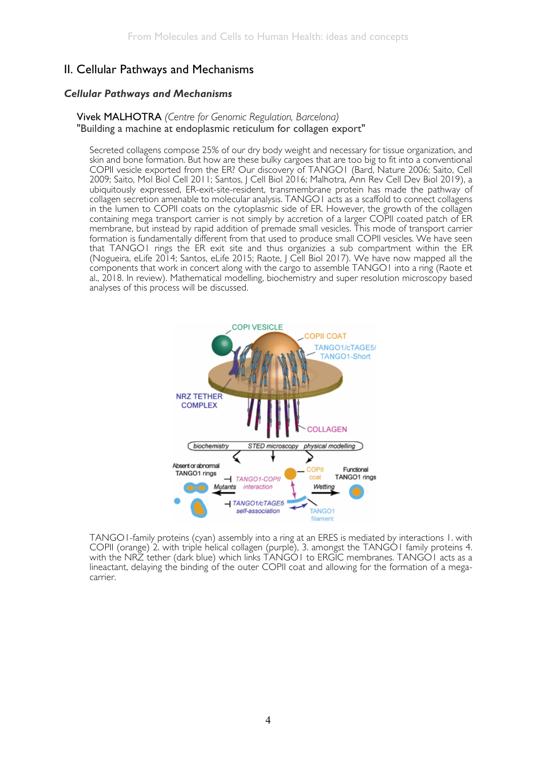## II. Cellular Pathways and Mechanisms

### *Cellular Pathways and Mechanisms*

Vivek MALHOTRA *(Centre for Genomic Regulation, Barcelona)*
"Building a machine at endoplasmic reticulum for collagen export"

Secreted collagens compose 25% of our dry body weight and necessary for tissue organization, and skin and bone formation. But how are these bulky cargoes that are too big to fit into a conventional COPII vesicle exported from the ER? Our discovery of TANGO1 (Bard, Nature 2006; Saito, Cell 2009; Saito, Mol Biol Cell 2011; Santos, J Cell Biol 2016; Malhotra, Ann Rev Cell Dev Biol 2019), a ubiquitously expressed, ER-exit-site-resident, transmembrane protein has made the pathway of collagen secretion amenable to molecular analysis. TANGO1 acts as a scaffold to connect collagens in the lumen to COPII coats on the cytoplasmic side of ER. However, the growth of the collagen containing mega transport carrier is not simply by accretion of a larger COPII coated patch of ER membrane, but instead by rapid addition of premade small vesicles. This mode of transport carrier formation is fundamentally different from that used to produce small COPII vesicles. We have seen that TANGO1 rings the ER exit site and thus organizies a sub compartment within the ER (Nogueira, eLife 2014; Santos, eLife 2015; Raote, J Cell Biol 2017). We have now mapped all the components that work in concert along with the cargo to assemble TANGO1 into a ring (Raote et al., 2018. In review). Mathematical modelling, biochemistry and super resolution microscopy based analyses of this process will be discussed.

TANGO1-family proteins (cyan) assembly into a ring at an ERES is mediated by interactions 1. with COPII (orange) 2. with triple helical collagen (purple), 3. amongst the TANGO1 family proteins 4. with the NRZ tether (dark blue) which links TANGO1 to ERGIC membranes. TANGO1 acts as a lineactant, delaying the binding of the outer COPII coat and allowing for the formation of a mega-carrier.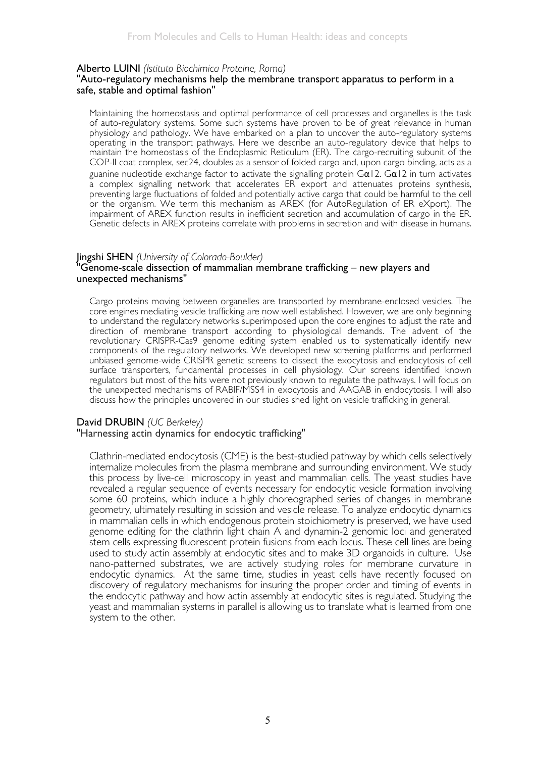### Alberto LUINI *(Istituto Biochimica Proteine, Roma)*

**"Auto-regulatory mechanisms help the membrane transport apparatus to perform in a safe, stable and optimal fashion"**

Maintaining the homeostasis and optimal performance of cell processes and organelles is the task of auto-regulatory systems. Some such systems have proven to be of great relevance in human physiology and pathology. We have embarked on a plan to uncover the auto-regulatory systems operating in the transport pathways. Here we describe an auto-regulatory device that helps to maintain the homeostasis of the Endoplasmic Reticulum (ER). The cargo-recruiting subunit of the COP-II coat complex, sec24, doubles as a sensor of folded cargo and, upon cargo binding, acts as a guanine nucleotide exchange factor to activate the signalling protein Gα12. Gα12 in turn activates a complex signalling network that accelerates ER export and attenuates proteins synthesis, preventing large fluctuations of folded and potentially active cargo that could be harmful to the cell or the organism. We term this mechanism as AREX (for AutoRegulation of ER eXport). The impairment of AREX function results in inefficient secretion and accumulation of cargo in the ER. Genetic defects in AREX proteins correlate with problems in secretion and with disease in humans.

### Jingshi SHEN *(University of Colorado-Boulder)*

**"Genome-scale dissection of mammalian membrane trafficking – new players and unexpected mechanisms"**

Cargo proteins moving between organelles are transported by membrane-enclosed vesicles. The core engines mediating vesicle trafficking are now well established. However, we are only beginning to understand the regulatory networks superimposed upon the core engines to adjust the rate and direction of membrane transport according to physiological demands. The advent of the revolutionary CRISPR-Cas9 genome editing system enabled us to systematically identify new components of the regulatory networks. We developed new screening platforms and performed unbiased genome-wide CRISPR genetic screens to dissect the exocytosis and endocytosis of cell surface transporters, fundamental processes in cell physiology. Our screens identified known regulators but most of the hits were not previously known to regulate the pathways. I will focus on the unexpected mechanisms of RABIF/MSS4 in exocytosis and AAGAB in endocytosis. I will also discuss how the principles uncovered in our studies shed light on vesicle trafficking in general.

### David DRUBIN *(UC Berkeley)*

**"Harnessing actin dynamics for endocytic trafficking"**

Clathrin-mediated endocytosis (CME) is the best-studied pathway by which cells selectively internalize molecules from the plasma membrane and surrounding environment. We study this process by live-cell microscopy in yeast and mammalian cells. The yeast studies have revealed a regular sequence of events necessary for endocytic vesicle formation involving some 60 proteins, which induce a highly choreographed series of changes in membrane geometry, ultimately resulting in scission and vesicle release. To analyze endocytic dynamics in mammalian cells in which endogenous protein stoichiometry is preserved, we have used genome editing for the clathrin light chain A and dynamin-2 genomic loci and generated stem cells expressing fluorescent protein fusions from each locus. These cell lines are being used to study actin assembly at endocytic sites and to make 3D organoids in culture. Use nano-patterned substrates, we are actively studying roles for membrane curvature in endocytic dynamics. At the same time, studies in yeast cells have recently focused on discovery of regulatory mechanisms for insuring the proper order and timing of events in the endocytic pathway and how actin assembly at endocytic sites is regulated. Studying the yeast and mammalian systems in parallel is allowing us to translate what is learned from one system to the other.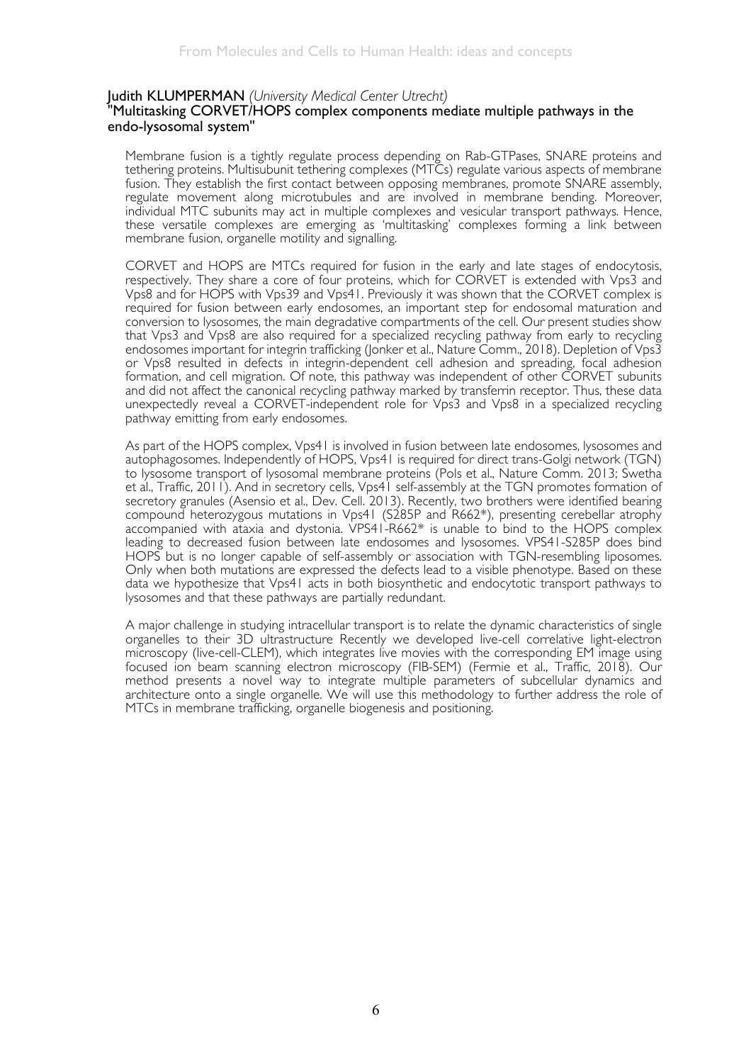**Judith KLUMPERMAN** *(University Medical Center Utrecht)*
**"Multitasking CORVET/HOPS complex components mediate multiple pathways in the endo-lysosomal system"**

Membrane fusion is a tightly regulate process depending on Rab-GTPases, SNARE proteins and tethering proteins. Multisubunit tethering complexes (MTCs) regulate various aspects of membrane fusion. They establish the first contact between opposing membranes, promote SNARE assembly, regulate movement along microtubules and are involved in membrane bending. Moreover, individual MTC subunits may act in multiple complexes and vesicular transport pathways. Hence, these versatile complexes are emerging as 'multitasking' complexes forming a link between membrane fusion, organelle motility and signalling.

CORVET and HOPS are MTCs required for fusion in the early and late stages of endocytosis, respectively. They share a core of four proteins, which for CORVET is extended with Vps3 and Vps8 and for HOPS with Vps39 and Vps41. Previously it was shown that the CORVET complex is required for fusion between early endosomes, an important step for endosomal maturation and conversion to lysosomes, the main degradative compartments of the cell. Our present studies show that Vps3 and Vps8 are also required for a specialized recycling pathway from early to recycling endosomes important for integrin trafficking (Jonker et al., Nature Comm., 2018). Depletion of Vps3 or Vps8 resulted in defects in integrin-dependent cell adhesion and spreading, focal adhesion formation, and cell migration. Of note, this pathway was independent of other CORVET subunits and did not affect the canonical recycling pathway marked by transferrin receptor. Thus, these data unexpectedly reveal a CORVET-independent role for Vps3 and Vps8 in a specialized recycling pathway emitting from early endosomes.

As part of the HOPS complex, Vps41 is involved in fusion between late endosomes, lysosomes and autophagosomes. Independently of HOPS, Vps41 is required for direct trans-Golgi network (TGN) to lysosome transport of lysosomal membrane proteins (Pols et al., Nature Comm. 2013; Swetha et al., Traffic, 2011). And in secretory cells, Vps41 self-assembly at the TGN promotes formation of secretory granules (Asensio et al., Dev. Cell. 2013). Recently, two brothers were identified bearing compound heterozygous mutations in Vps41 (S285P and R662*), presenting cerebellar atrophy accompanied with ataxia and dystonia. VPS41-R662* is unable to bind to the HOPS complex leading to decreased fusion between late endosomes and lysosomes. VPS41-S285P does bind HOPS but is no longer capable of self-assembly or association with TGN-resembling liposomes. Only when both mutations are expressed the defects lead to a visible phenotype. Based on these data we hypothesize that Vps41 acts in both biosynthetic and endocytotic transport pathways to lysosomes and that these pathways are partially redundant.

A major challenge in studying intracellular transport is to relate the dynamic characteristics of single organelles to their 3D ultrastructure Recently we developed live-cell correlative light-electron microscopy (live-cell-CLEM), which integrates live movies with the corresponding EM image using focused ion beam scanning electron microscopy (FIB-SEM) (Fermie et al., Traffic, 2018). Our method presents a novel way to integrate multiple parameters of subcellular dynamics and architecture onto a single organelle. We will use this methodology to further address the role of MTCs in membrane trafficking, organelle biogenesis and positioning.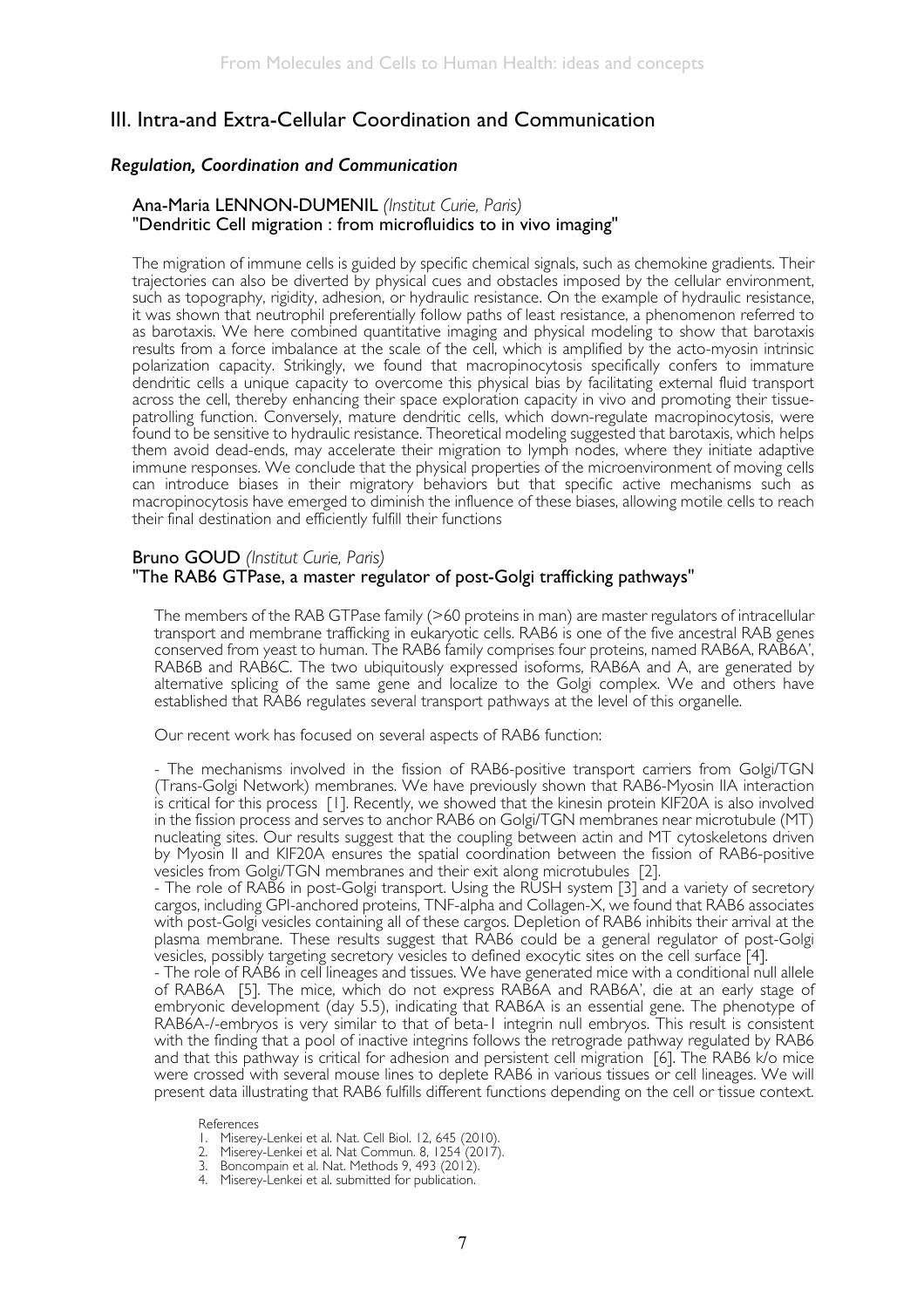## III. Intra-and Extra-Cellular Coordination and Communication

### *Regulation, Coordination and Communication*

#### Ana-Maria LENNON-DUMENIL *(Institut Curie, Paris)*
#### "Dendritic Cell migration : from microfluidics to in vivo imaging"

The migration of immune cells is guided by specific chemical signals, such as chemokine gradients. Their trajectories can also be diverted by physical cues and obstacles imposed by the cellular environment, such as topography, rigidity, adhesion, or hydraulic resistance. On the example of hydraulic resistance, it was shown that neutrophil preferentially follow paths of least resistance, a phenomenon referred to as barotaxis. We here combined quantitative imaging and physical modeling to show that barotaxis results from a force imbalance at the scale of the cell, which is amplified by the acto-myosin intrinsic polarization capacity. Strikingly, we found that macropinocytosis specifically confers to immature dendritic cells a unique capacity to overcome this physical bias by facilitating external fluid transport across the cell, thereby enhancing their space exploration capacity in vivo and promoting their tissue-patrolling function. Conversely, mature dendritic cells, which down-regulate macropinocytosis, were found to be sensitive to hydraulic resistance. Theoretical modeling suggested that barotaxis, which helps them avoid dead-ends, may accelerate their migration to lymph nodes, where they initiate adaptive immune responses. We conclude that the physical properties of the microenvironment of moving cells can introduce biases in their migratory behaviors but that specific active mechanisms such as macropinocytosis have emerged to diminish the influence of these biases, allowing motile cells to reach their final destination and efficiently fulfill their functions

#### Bruno GOUD *(Institut Curie, Paris)*
#### "The RAB6 GTPase, a master regulator of post-Golgi trafficking pathways"

The members of the RAB GTPase family (>60 proteins in man) are master regulators of intracellular transport and membrane trafficking in eukaryotic cells. RAB6 is one of the five ancestral RAB genes conserved from yeast to human. The RAB6 family comprises four proteins, named RAB6A, RAB6A', RAB6B and RAB6C. The two ubiquitously expressed isoforms, RAB6A and A, are generated by alternative splicing of the same gene and localize to the Golgi complex. We and others have established that RAB6 regulates several transport pathways at the level of this organelle.

Our recent work has focused on several aspects of RAB6 function:

- The mechanisms involved in the fission of RAB6-positive transport carriers from Golgi/TGN (Trans-Golgi Network) membranes. We have previously shown that RAB6-Myosin IIA interaction is critical for this process [1]. Recently, we showed that the kinesin protein KIF20A is also involved in the fission process and serves to anchor RAB6 on Golgi/TGN membranes near microtubule (MT) nucleating sites. Our results suggest that the coupling between actin and MT cytoskeletons driven by Myosin II and KIF20A ensures the spatial coordination between the fission of RAB6-positive vesicles from Golgi/TGN membranes and their exit along microtubules [2].
- The role of RAB6 in post-Golgi transport. Using the RUSH system [3] and a variety of secretory cargos, including GPI-anchored proteins, TNF-alpha and Collagen-X, we found that RAB6 associates with post-Golgi vesicles containing all of these cargos. Depletion of RAB6 inhibits their arrival at the plasma membrane. These results suggest that RAB6 could be a general regulator of post-Golgi vesicles, possibly targeting secretory vesicles to defined exocytic sites on the cell surface [4].
- The role of RAB6 in cell lineages and tissues. We have generated mice with a conditional null allele of RAB6A [5]. The mice, which do not express RAB6A and RAB6A', die at an early stage of embryonic development (day 5.5), indicating that RAB6A is an essential gene. The phenotype of RAB6A-/-embryos is very similar to that of beta-1 integrin null embryos. This result is consistent with the finding that a pool of inactive integrins follows the retrograde pathway regulated by RAB6 and that this pathway is critical for adhesion and persistent cell migration [6]. The RAB6 k/o mice were crossed with several mouse lines to deplete RAB6 in various tissues or cell lineages. We will present data illustrating that RAB6 fulfills different functions depending on the cell or tissue context.

References

1. Miserey-Lenkei et al. Nat. Cell Biol. 12, 645 (2010).
2. Miserey-Lenkei et al. Nat Commun. 8, 1254 (2017).
3. Boncompain et al. Nat. Methods 9, 493 (2012).
4. Miserey-Lenkei et al. submitted for publication.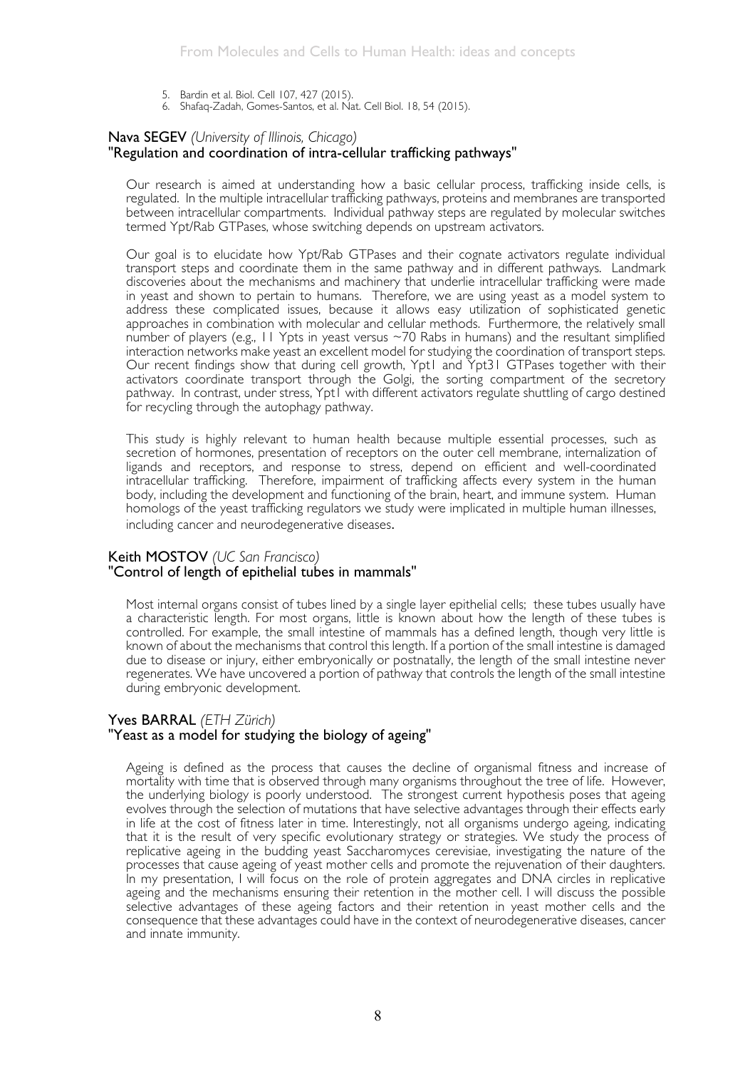5. Bardin et al. Biol. Cell 107, 427 (2015).
6. Shafaq-Zadah, Gomes-Santos, et al. Nat. Cell Biol. 18, 54 (2015).

### Nava SEGEV *(University of Illinois, Chicago)*
### "Regulation and coordination of intra-cellular trafficking pathways"

Our research is aimed at understanding how a basic cellular process, trafficking inside cells, is regulated. In the multiple intracellular trafficking pathways, proteins and membranes are transported between intracellular compartments. Individual pathway steps are regulated by molecular switches termed Ypt/Rab GTPases, whose switching depends on upstream activators.

Our goal is to elucidate how Ypt/Rab GTPases and their cognate activators regulate individual transport steps and coordinate them in the same pathway and in different pathways. Landmark discoveries about the mechanisms and machinery that underlie intracellular trafficking were made in yeast and shown to pertain to humans. Therefore, we are using yeast as a model system to address these complicated issues, because it allows easy utilization of sophisticated genetic approaches in combination with molecular and cellular methods. Furthermore, the relatively small number of players (e.g., 11 Ypts in yeast versus ~70 Rabs in humans) and the resultant simplified interaction networks make yeast an excellent model for studying the coordination of transport steps. Our recent findings show that during cell growth, Ypt1 and Ypt31 GTPases together with their activators coordinate transport through the Golgi, the sorting compartment of the secretory pathway. In contrast, under stress, Ypt1 with different activators regulate shuttling of cargo destined for recycling through the autophagy pathway.

This study is highly relevant to human health because multiple essential processes, such as secretion of hormones, presentation of receptors on the outer cell membrane, internalization of ligands and receptors, and response to stress, depend on efficient and well-coordinated intracellular trafficking. Therefore, impairment of trafficking affects every system in the human body, including the development and functioning of the brain, heart, and immune system. Human homologs of the yeast trafficking regulators we study were implicated in multiple human illnesses, including cancer and neurodegenerative diseases.

### Keith MOSTOV *(UC San Francisco)*
### "Control of length of epithelial tubes in mammals"

Most internal organs consist of tubes lined by a single layer epithelial cells; these tubes usually have a characteristic length. For most organs, little is known about how the length of these tubes is controlled. For example, the small intestine of mammals has a defined length, though very little is known of about the mechanisms that control this length. If a portion of the small intestine is damaged due to disease or injury, either embryonically or postnatally, the length of the small intestine never regenerates. We have uncovered a portion of pathway that controls the length of the small intestine during embryonic development.

### Yves BARRAL *(ETH Zürich)*
### "Yeast as a model for studying the biology of ageing"

Ageing is defined as the process that causes the decline of organismal fitness and increase of mortality with time that is observed through many organisms throughout the tree of life. However, the underlying biology is poorly understood. The strongest current hypothesis poses that ageing evolves through the selection of mutations that have selective advantages through their effects early in life at the cost of fitness later in time. Interestingly, not all organisms undergo ageing, indicating that it is the result of very specific evolutionary strategy or strategies. We study the process of replicative ageing in the budding yeast Saccharomyces cerevisiae, investigating the nature of the processes that cause ageing of yeast mother cells and promote the rejuvenation of their daughters. In my presentation, I will focus on the role of protein aggregates and DNA circles in replicative ageing and the mechanisms ensuring their retention in the mother cell. I will discuss the possible selective advantages of these ageing factors and their retention in yeast mother cells and the consequence that these advantages could have in the context of neurodegenerative diseases, cancer and innate immunity.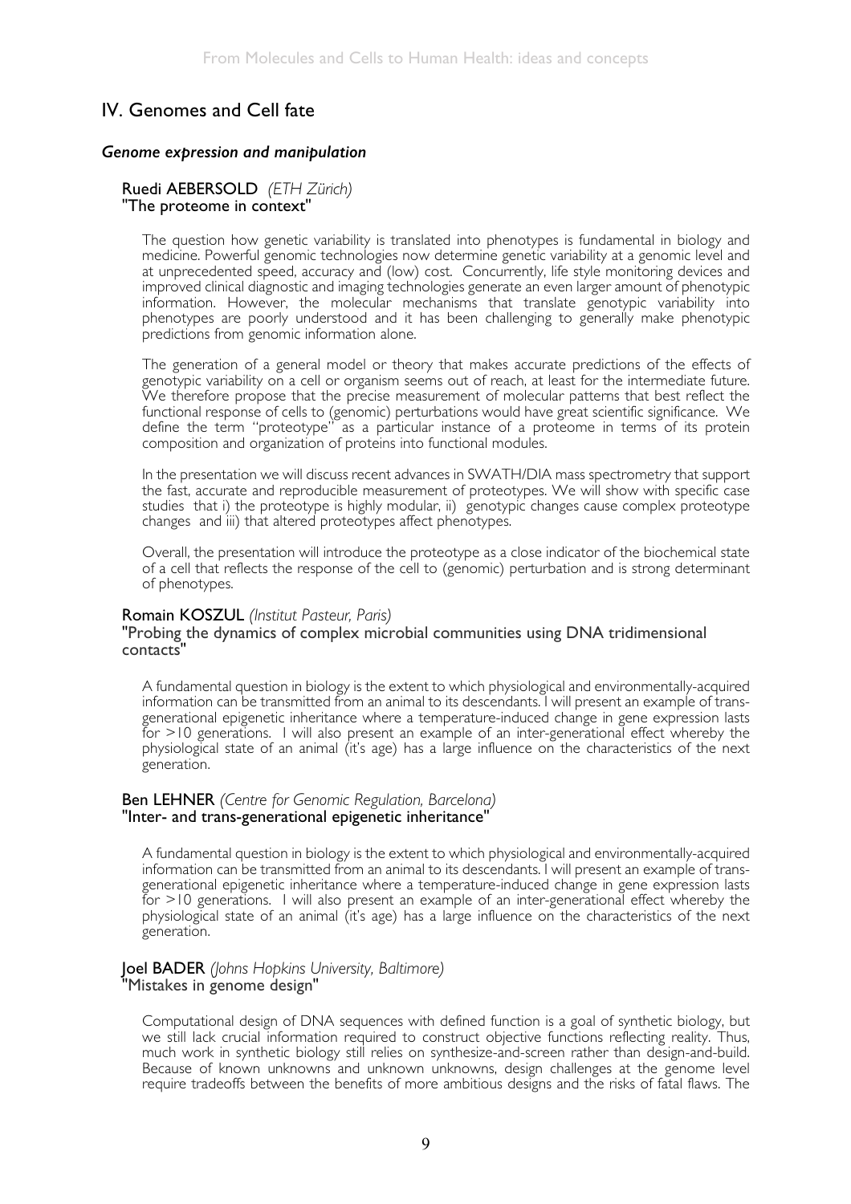## IV. Genomes and Cell fate

### *Genome expression and manipulation*

**Ruedi AEBERSOLD** *(ETH Zürich)*
**"The proteome in context"**

The question how genetic variability is translated into phenotypes is fundamental in biology and medicine. Powerful genomic technologies now determine genetic variability at a genomic level and at unprecedented speed, accuracy and (low) cost. Concurrently, life style monitoring devices and improved clinical diagnostic and imaging technologies generate an even larger amount of phenotypic information. However, the molecular mechanisms that translate genotypic variability into phenotypes are poorly understood and it has been challenging to generally make phenotypic predictions from genomic information alone.

The generation of a general model or theory that makes accurate predictions of the effects of genotypic variability on a cell or organism seems out of reach, at least for the intermediate future. We therefore propose that the precise measurement of molecular patterns that best reflect the functional response of cells to (genomic) perturbations would have great scientific significance. We define the term "proteotype" as a particular instance of a proteome in terms of its protein composition and organization of proteins into functional modules.

In the presentation we will discuss recent advances in SWATH/DIA mass spectrometry that support the fast, accurate and reproducible measurement of proteotypes. We will show with specific case studies that i) the proteotype is highly modular, ii) genotypic changes cause complex proteotype changes and iii) that altered proteotypes affect phenotypes.

Overall, the presentation will introduce the proteotype as a close indicator of the biochemical state of a cell that reflects the response of the cell to (genomic) perturbation and is strong determinant of phenotypes.

**Romain KOSZUL** *(Institut Pasteur, Paris)*
**"Probing the dynamics of complex microbial communities using DNA tridimensional contacts"**

A fundamental question in biology is the extent to which physiological and environmentally-acquired information can be transmitted from an animal to its descendants. I will present an example of trans-generational epigenetic inheritance where a temperature-induced change in gene expression lasts for >10 generations. I will also present an example of an inter-generational effect whereby the physiological state of an animal (it's age) has a large influence on the characteristics of the next generation.

**Ben LEHNER** *(Centre for Genomic Regulation, Barcelona)*
**"Inter- and trans-generational epigenetic inheritance"**

A fundamental question in biology is the extent to which physiological and environmentally-acquired information can be transmitted from an animal to its descendants. I will present an example of trans-generational epigenetic inheritance where a temperature-induced change in gene expression lasts for >10 generations. I will also present an example of an inter-generational effect whereby the physiological state of an animal (it's age) has a large influence on the characteristics of the next generation.

**Joel BADER** *(Johns Hopkins University, Baltimore)*
**"Mistakes in genome design"**

Computational design of DNA sequences with defined function is a goal of synthetic biology, but we still lack crucial information required to construct objective functions reflecting reality. Thus, much work in synthetic biology still relies on synthesize-and-screen rather than design-and-build. Because of known unknowns and unknown unknowns, design challenges at the genome level require tradeoffs between the benefits of more ambitious designs and the risks of fatal flaws. The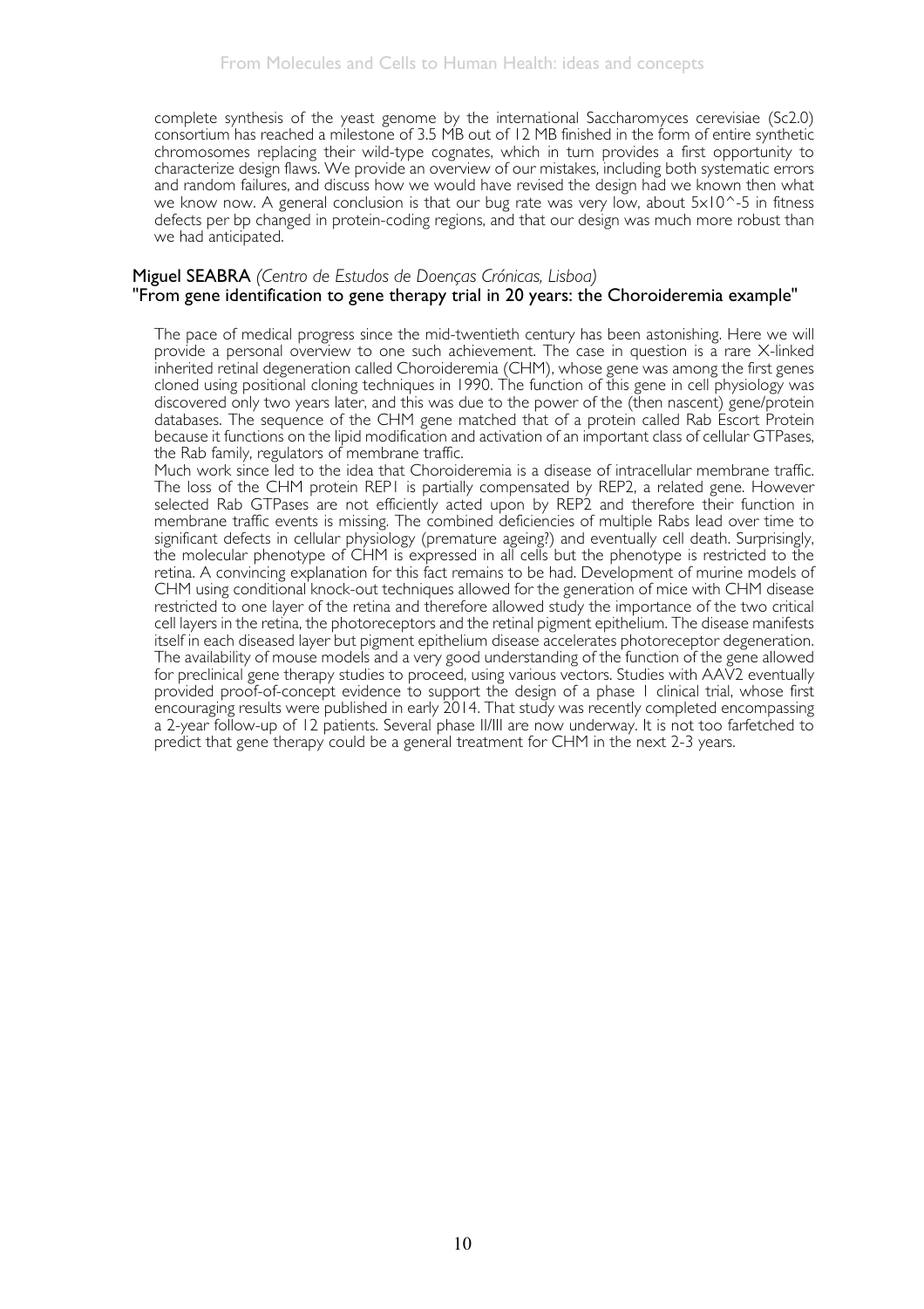complete synthesis of the yeast genome by the international Saccharomyces cerevisiae (Sc2.0) consortium has reached a milestone of 3.5 MB out of 12 MB finished in the form of entire synthetic chromosomes replacing their wild-type cognates, which in turn provides a first opportunity to characterize design flaws. We provide an overview of our mistakes, including both systematic errors and random failures, and discuss how we would have revised the design had we known then what we know now. A general conclusion is that our bug rate was very low, about 5x10^-5 in fitness defects per bp changed in protein-coding regions, and that our design was much more robust than we had anticipated.

### Miguel SEABRA *(Centro de Estudos de Doenças Crónicas, Lisboa)*
### "From gene identification to gene therapy trial in 20 years: the Choroideremia example"

The pace of medical progress since the mid-twentieth century has been astonishing. Here we will provide a personal overview to one such achievement. The case in question is a rare X-linked inherited retinal degeneration called Choroideremia (CHM), whose gene was among the first genes cloned using positional cloning techniques in 1990. The function of this gene in cell physiology was discovered only two years later, and this was due to the power of the (then nascent) gene/protein databases. The sequence of the CHM gene matched that of a protein called Rab Escort Protein because it functions on the lipid modification and activation of an important class of cellular GTPases, the Rab family, regulators of membrane traffic.

Much work since led to the idea that Choroideremia is a disease of intracellular membrane traffic. The loss of the CHM protein REP1 is partially compensated by REP2, a related gene. However selected Rab GTPases are not efficiently acted upon by REP2 and therefore their function in membrane traffic events is missing. The combined deficiencies of multiple Rabs lead over time to significant defects in cellular physiology (premature ageing?) and eventually cell death. Surprisingly, the molecular phenotype of CHM is expressed in all cells but the phenotype is restricted to the retina. A convincing explanation for this fact remains to be had. Development of murine models of CHM using conditional knock-out techniques allowed for the generation of mice with CHM disease restricted to one layer of the retina and therefore allowed study the importance of the two critical cell layers in the retina, the photoreceptors and the retinal pigment epithelium. The disease manifests itself in each diseased layer but pigment epithelium disease accelerates photoreceptor degeneration. The availability of mouse models and a very good understanding of the function of the gene allowed for preclinical gene therapy studies to proceed, using various vectors. Studies with AAV2 eventually provided proof-of-concept evidence to support the design of a phase I clinical trial, whose first encouraging results were published in early 2014. That study was recently completed encompassing a 2-year follow-up of 12 patients. Several phase II/III are now underway. It is not too farfetched to predict that gene therapy could be a general treatment for CHM in the next 2-3 years.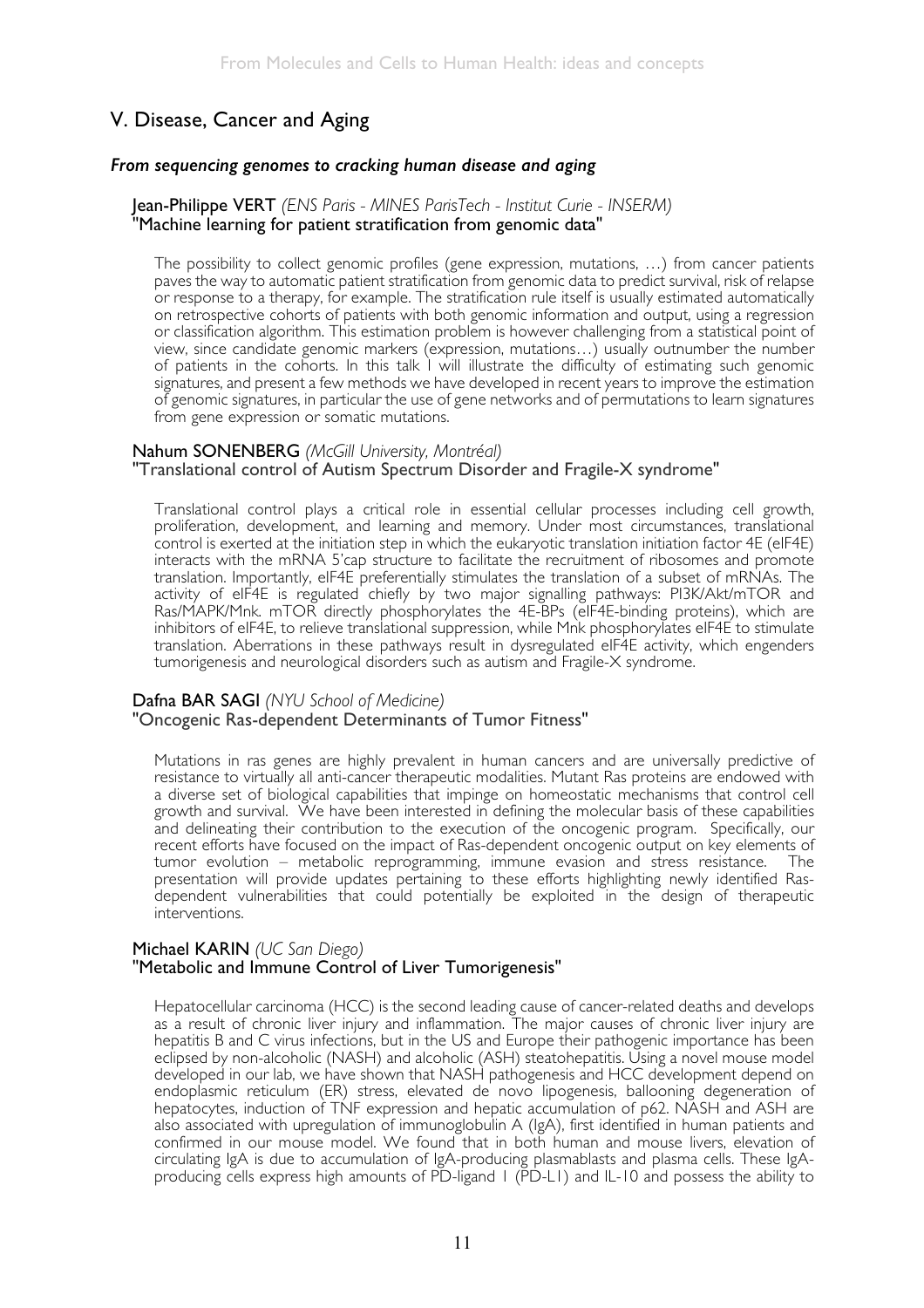# V. Disease, Cancer and Aging

### *From sequencing genomes to cracking human disease and aging*

**Jean-Philippe VERT** *(ENS Paris - MINES ParisTech - Institut Curie - INSERM)*
"Machine learning for patient stratification from genomic data"

The possibility to collect genomic profiles (gene expression, mutations, …) from cancer patients paves the way to automatic patient stratification from genomic data to predict survival, risk of relapse or response to a therapy, for example. The stratification rule itself is usually estimated automatically on retrospective cohorts of patients with both genomic information and output, using a regression or classification algorithm. This estimation problem is however challenging from a statistical point of view, since candidate genomic markers (expression, mutations…) usually outnumber the number of patients in the cohorts. In this talk I will illustrate the difficulty of estimating such genomic signatures, and present a few methods we have developed in recent years to improve the estimation of genomic signatures, in particular the use of gene networks and of permutations to learn signatures from gene expression or somatic mutations.

**Nahum SONENBERG** *(McGill University, Montréal)*
"Translational control of Autism Spectrum Disorder and Fragile-X syndrome"

Translational control plays a critical role in essential cellular processes including cell growth, proliferation, development, and learning and memory. Under most circumstances, translational control is exerted at the initiation step in which the eukaryotic translation initiation factor 4E (eIF4E) interacts with the mRNA 5'cap structure to facilitate the recruitment of ribosomes and promote translation. Importantly, eIF4E preferentially stimulates the translation of a subset of mRNAs. The activity of eIF4E is regulated chiefly by two major signalling pathways: PI3K/Akt/mTOR and Ras/MAPK/Mnk. mTOR directly phosphorylates the 4E-BPs (eIF4E-binding proteins), which are inhibitors of eIF4E, to relieve translational suppression, while Mnk phosphorylates eIF4E to stimulate translation. Aberrations in these pathways result in dysregulated eIF4E activity, which engenders tumorigenesis and neurological disorders such as autism and Fragile-X syndrome.

**Dafna BAR SAGI** *(NYU School of Medicine)*
"Oncogenic Ras-dependent Determinants of Tumor Fitness"

Mutations in ras genes are highly prevalent in human cancers and are universally predictive of resistance to virtually all anti-cancer therapeutic modalities. Mutant Ras proteins are endowed with a diverse set of biological capabilities that impinge on homeostatic mechanisms that control cell growth and survival. We have been interested in defining the molecular basis of these capabilities and delineating their contribution to the execution of the oncogenic program. Specifically, our recent efforts have focused on the impact of Ras-dependent oncogenic output on key elements of tumor evolution – metabolic reprogramming, immune evasion and stress resistance. The presentation will provide updates pertaining to these efforts highlighting newly identified Ras-dependent vulnerabilities that could potentially be exploited in the design of therapeutic interventions.

**Michael KARIN** *(UC San Diego)*
"Metabolic and Immune Control of Liver Tumorigenesis"

Hepatocellular carcinoma (HCC) is the second leading cause of cancer-related deaths and develops as a result of chronic liver injury and inflammation. The major causes of chronic liver injury are hepatitis B and C virus infections, but in the US and Europe their pathogenic importance has been eclipsed by non-alcoholic (NASH) and alcoholic (ASH) steatohepatitis. Using a novel mouse model developed in our lab, we have shown that NASH pathogenesis and HCC development depend on endoplasmic reticulum (ER) stress, elevated de novo lipogenesis, ballooning degeneration of hepatocytes, induction of TNF expression and hepatic accumulation of p62. NASH and ASH are also associated with upregulation of immunoglobulin A (IgA), first identified in human patients and confirmed in our mouse model. We found that in both human and mouse livers, elevation of circulating IgA is due to accumulation of IgA-producing plasmablasts and plasma cells. These IgA-producing cells express high amounts of PD-ligand 1 (PD-L1) and IL-10 and possess the ability to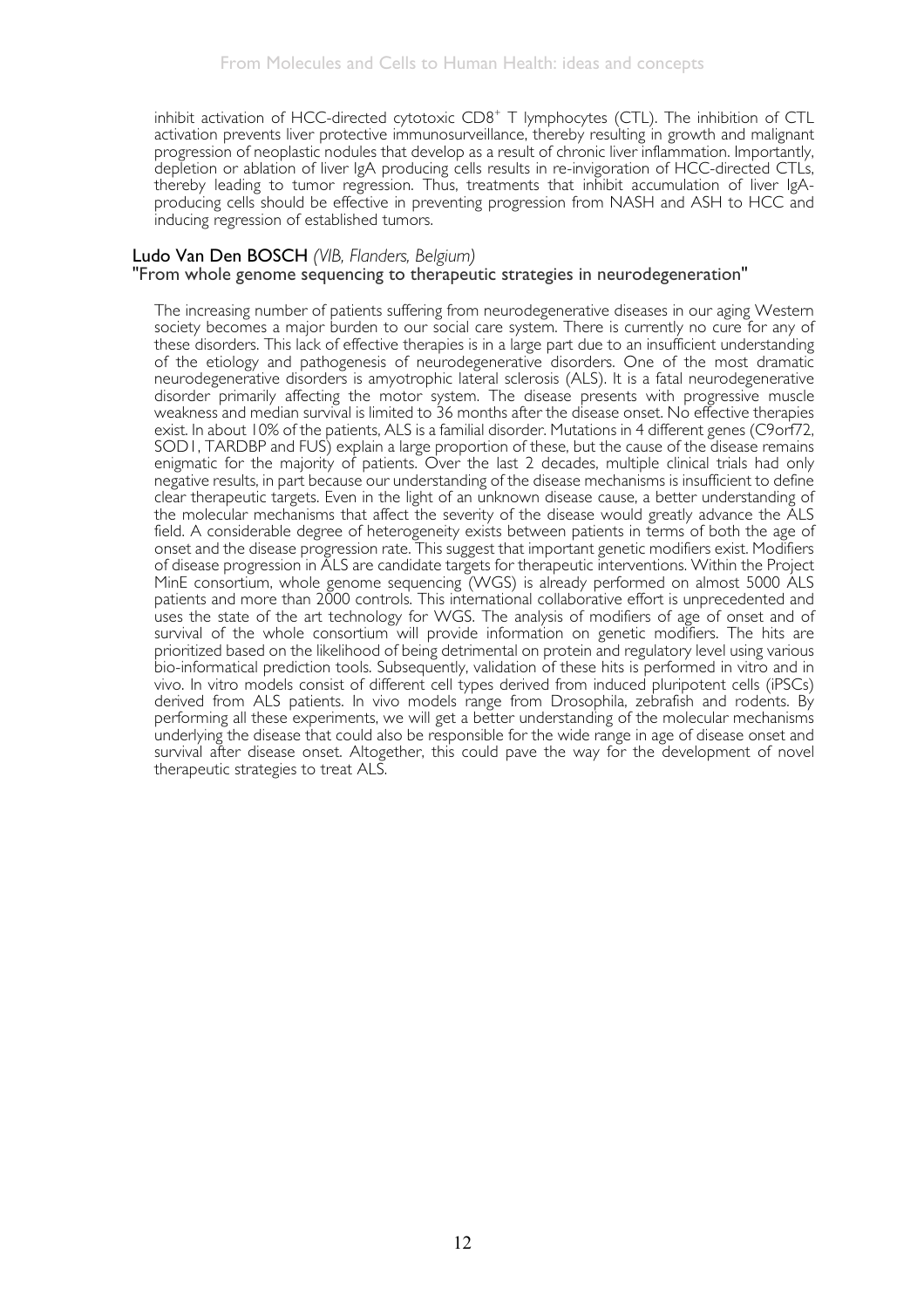inhibit activation of HCC-directed cytotoxic $CD8^+$ T lymphocytes (CTL). The inhibition of CTL activation prevents liver protective immunosurveillance, thereby resulting in growth and malignant progression of neoplastic nodules that develop as a result of chronic liver inflammation. Importantly, depletion or ablation of liver IgA producing cells results in re-invigoration of HCC-directed CTLs, thereby leading to tumor regression. Thus, treatments that inhibit accumulation of liver IgA-producing cells should be effective in preventing progression from NASH and ASH to HCC and inducing regression of established tumors.

### Ludo Van Den BOSCH *(VIB, Flanders, Belgium)*
### "From whole genome sequencing to therapeutic strategies in neurodegeneration"

The increasing number of patients suffering from neurodegenerative diseases in our aging Western society becomes a major burden to our social care system. There is currently no cure for any of these disorders. This lack of effective therapies is in a large part due to an insufficient understanding of the etiology and pathogenesis of neurodegenerative disorders. One of the most dramatic neurodegenerative disorders is amyotrophic lateral sclerosis (ALS). It is a fatal neurodegenerative disorder primarily affecting the motor system. The disease presents with progressive muscle weakness and median survival is limited to 36 months after the disease onset. No effective therapies exist. In about 10% of the patients, ALS is a familial disorder. Mutations in 4 different genes (C9orf72, SOD1, TARDBP and FUS) explain a large proportion of these, but the cause of the disease remains enigmatic for the majority of patients. Over the last 2 decades, multiple clinical trials had only negative results, in part because our understanding of the disease mechanisms is insufficient to define clear therapeutic targets. Even in the light of an unknown disease cause, a better understanding of the molecular mechanisms that affect the severity of the disease would greatly advance the ALS field. A considerable degree of heterogeneity exists between patients in terms of both the age of onset and the disease progression rate. This suggest that important genetic modifiers exist. Modifiers of disease progression in ALS are candidate targets for therapeutic interventions. Within the Project MinE consortium, whole genome sequencing (WGS) is already performed on almost 5000 ALS patients and more than 2000 controls. This international collaborative effort is unprecedented and uses the state of the art technology for WGS. The analysis of modifiers of age of onset and of survival of the whole consortium will provide information on genetic modifiers. The hits are prioritized based on the likelihood of being detrimental on protein and regulatory level using various bio-informatical prediction tools. Subsequently, validation of these hits is performed in vitro and in vivo. In vitro models consist of different cell types derived from induced pluripotent cells (iPSCs) derived from ALS patients. In vivo models range from Drosophila, zebrafish and rodents. By performing all these experiments, we will get a better understanding of the molecular mechanisms underlying the disease that could also be responsible for the wide range in age of disease onset and survival after disease onset. Altogether, this could pave the way for the development of novel therapeutic strategies to treat ALS.